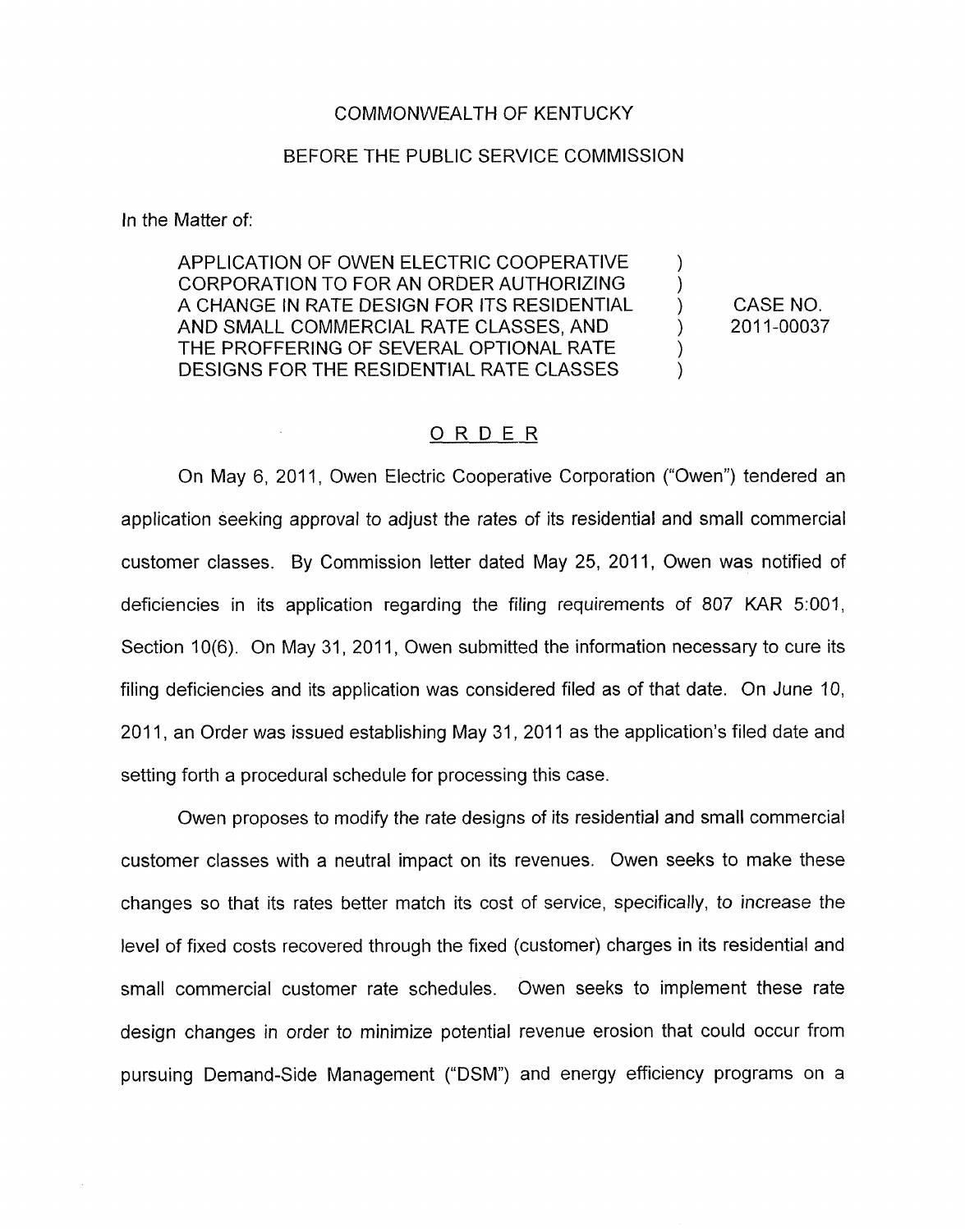COMMONWEALTH OF KENTUCKY

BEFORE THE PUBLIC SERVICE COMMISSION

In the Matter of:

| | | |
|---|---|---|
| APPLICATION OF OWEN ELECTRIC COOPERATIVE CORPORATION TO FOR AN ORDER AUTHORIZING A CHANGE IN RATE DESIGN FOR ITS RESIDENTIAL AND SMALL COMMERCIAL RATE CLASSES, AND THE PROFFERING OF SEVERAL OPTIONAL RATE DESIGNS FOR THE RESIDENTIAL RATE CLASSES | ) | CASE NO. 2011-00037 |

## ORDER

On May 6, 2011, Owen Electric Cooperative Corporation ("Owen") tendered an application seeking approval to adjust the rates of its residential and small commercial customer classes. By Commission letter dated May 25, 2011, Owen was notified of deficiencies in its application regarding the filing requirements of 807 KAR 5:001, Section 10(6). On May 31, 2011, Owen submitted the information necessary to cure its filing deficiencies and its application was considered filed as of that date. On June 10, 2011, an Order was issued establishing May 31, 2011 as the application's filed date and setting forth a procedural schedule for processing this case.

Owen proposes to modify the rate designs of its residential and small commercial customer classes with a neutral impact on its revenues. Owen seeks to make these changes so that its rates better match its cost of service, specifically, to increase the level of fixed costs recovered through the fixed (customer) charges in its residential and small commercial customer rate schedules. Owen seeks to implement these rate design changes in order to minimize potential revenue erosion that could occur from pursuing Demand-Side Management ("DSM") and energy efficiency programs on a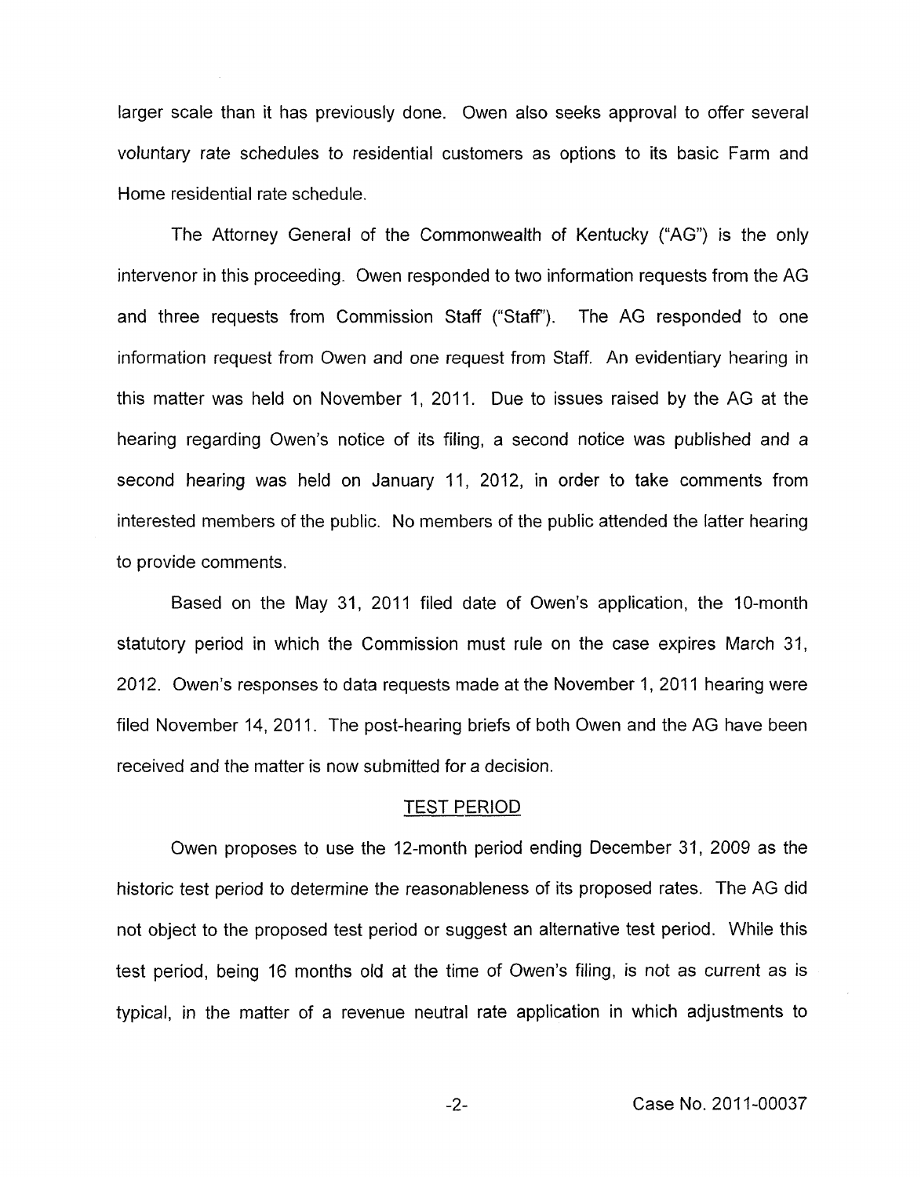larger scale than it has previously done. Owen also seeks approval to offer several voluntary rate schedules to residential customers as options to its basic Farm and Home residential rate schedule.

The Attorney General of the Commonwealth of Kentucky ("AG") is the only intervenor in this proceeding. Owen responded to two information requests from the AG and three requests from Commission Staff ("Staff"). The AG responded to one information request from Owen and one request from Staff. An evidentiary hearing in this matter was held on November 1, 2011. Due to issues raised by the AG at the hearing regarding Owen's notice of its filing, a second notice was published and a second hearing was held on January 11, 2012, in order to take comments from interested members of the public. No members of the public attended the latter hearing to provide comments.

Based on the May 31, 2011 filed date of Owen's application, the 10-month statutory period in which the Commission must rule on the case expires March 31, 2012. Owen's responses to data requests made at the November 1, 2011 hearing were filed November 14, 2011. The post-hearing briefs of both Owen and the AG have been received and the matter is now submitted for a decision.

## TEST PERIOD

Owen proposes to use the 12-month period ending December 31, 2009 as the historic test period to determine the reasonableness of its proposed rates. The AG did not object to the proposed test period or suggest an alternative test period. While this test period, being 16 months old at the time of Owen's filing, is not as current as is typical, in the matter of a revenue neutral rate application in which adjustments to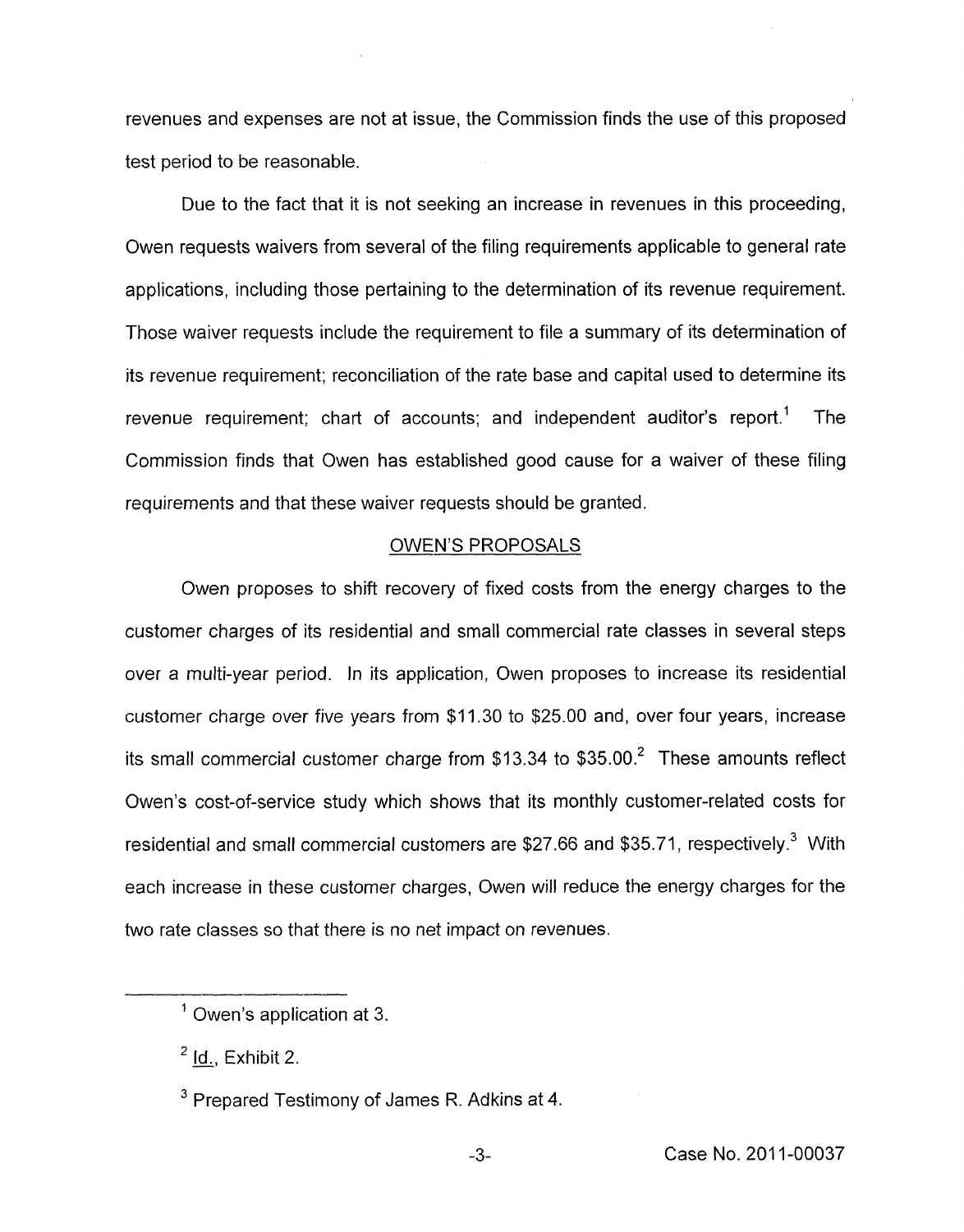revenues and expenses are not at issue, the Commission finds the use of this proposed test period to be reasonable.

Due to the fact that it is not seeking an increase in revenues in this proceeding, Owen requests waivers from several of the filing requirements applicable to general rate applications, including those pertaining to the determination of its revenue requirement. Those waiver requests include the requirement to file a summary of its determination of its revenue requirement; reconciliation of the rate base and capital used to determine its revenue requirement; chart of accounts; and independent auditor's report.[1] The Commission finds that Owen has established good cause for a waiver of these filing requirements and that these waiver requests should be granted.

## OWEN'S PROPOSALS

Owen proposes to shift recovery of fixed costs from the energy charges to the customer charges of its residential and small commercial rate classes in several steps over a multi-year period. In its application, Owen proposes to increase its residential customer charge over five years from $11.30 to $25.00 and, over four years, increase its small commercial customer charge from $13.34 to $35.00.[2] These amounts reflect Owen's cost-of-service study which shows that its monthly customer-related costs for residential and small commercial customers are $27.66 and $35.71, respectively.[3] With each increase in these customer charges, Owen will reduce the energy charges for the two rate classes so that there is no net impact on revenues.

---

[1] Owen's application at 3.

[2] Id., Exhibit 2.

[3] Prepared Testimony of James R. Adkins at 4.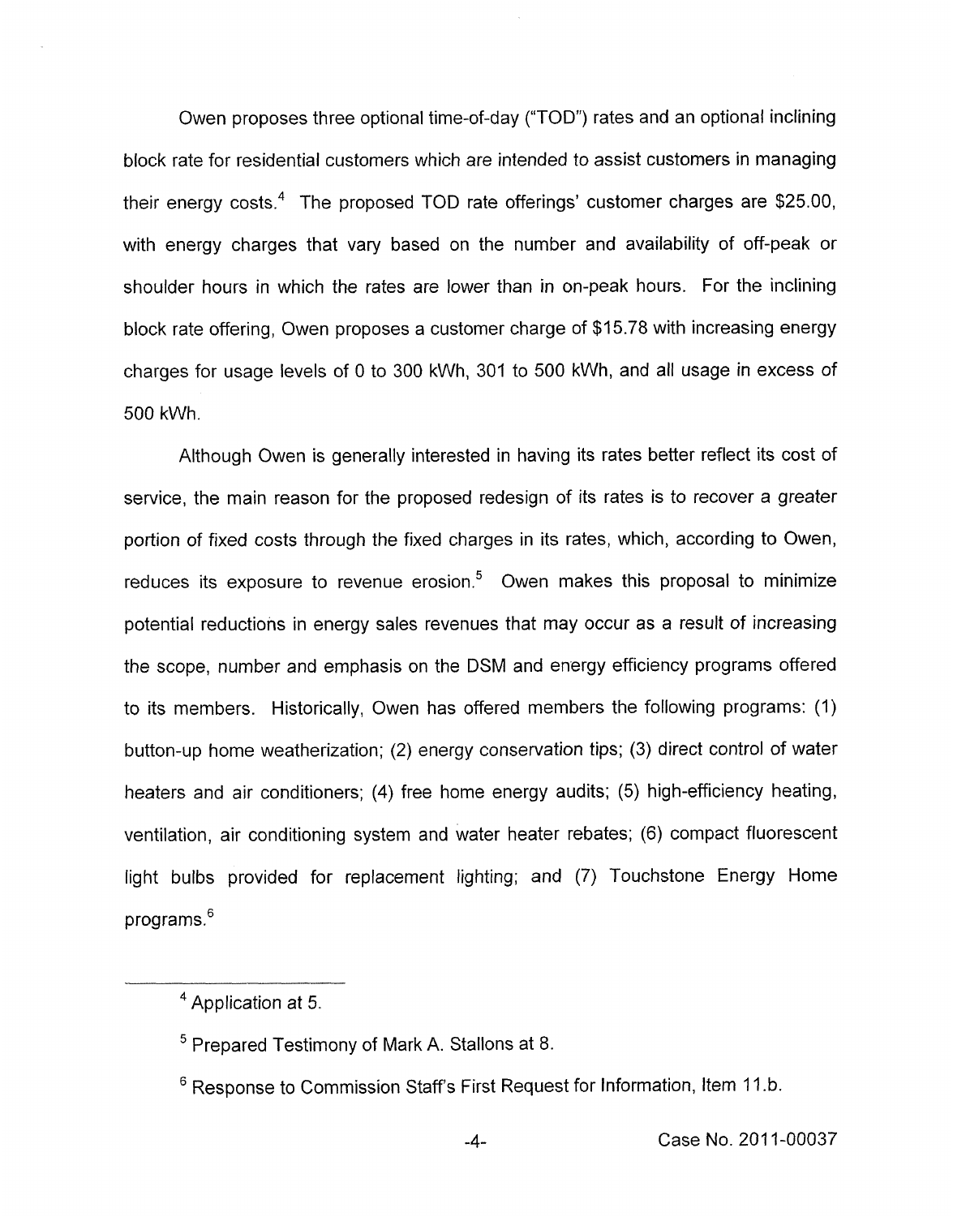Owen proposes three optional time-of-day ("TOD") rates and an optional inclining block rate for residential customers which are intended to assist customers in managing their energy costs.[4] The proposed TOD rate offerings' customer charges are $25.00, with energy charges that vary based on the number and availability of off-peak or shoulder hours in which the rates are lower than in on-peak hours. For the inclining block rate offering, Owen proposes a customer charge of $15.78 with increasing energy charges for usage levels of 0 to 300 kWh, 301 to 500 kWh, and all usage in excess of 500 kWh.

Although Owen is generally interested in having its rates better reflect its cost of service, the main reason for the proposed redesign of its rates is to recover a greater portion of fixed costs through the fixed charges in its rates, which, according to Owen, reduces its exposure to revenue erosion.[5] Owen makes this proposal to minimize potential reductions in energy sales revenues that may occur as a result of increasing the scope, number and emphasis on the DSM and energy efficiency programs offered to its members. Historically, Owen has offered members the following programs: (1) button-up home weatherization; (2) energy conservation tips; (3) direct control of water heaters and air conditioners; (4) free home energy audits; (5) high-efficiency heating, ventilation, air conditioning system and water heater rebates; (6) compact fluorescent light bulbs provided for replacement lighting; and (7) Touchstone Energy Home programs.[6]

---

[4] Application at 5.

[5] Prepared Testimony of Mark A. Stallons at 8.

[6] Response to Commission Staff's First Request for Information, Item 11.b.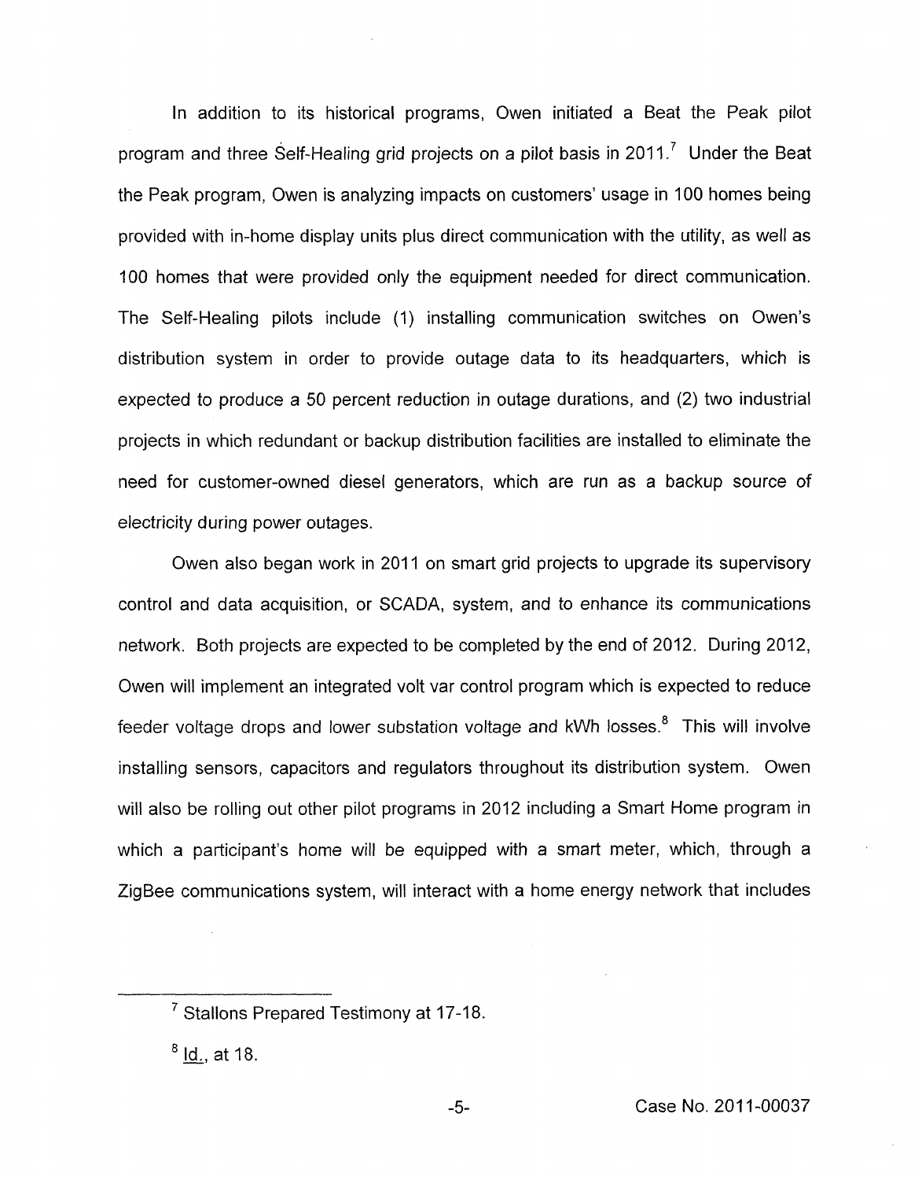In addition to its historical programs, Owen initiated a Beat the Peak pilot program and three Self-Healing grid projects on a pilot basis in 2011.[7] Under the Beat the Peak program, Owen is analyzing impacts on customers' usage in 100 homes being provided with in-home display units plus direct communication with the utility, as well as 100 homes that were provided only the equipment needed for direct communication. The Self-Healing pilots include (1) installing communication switches on Owen's distribution system in order to provide outage data to its headquarters, which is expected to produce a 50 percent reduction in outage durations, and (2) two industrial projects in which redundant or backup distribution facilities are installed to eliminate the need for customer-owned diesel generators, which are run as a backup source of electricity during power outages.

Owen also began work in 2011 on smart grid projects to upgrade its supervisory control and data acquisition, or SCADA, system, and to enhance its communications network. Both projects are expected to be completed by the end of 2012. During 2012, Owen will implement an integrated volt var control program which is expected to reduce feeder voltage drops and lower substation voltage and kWh losses.[8] This will involve installing sensors, capacitors and regulators throughout its distribution system. Owen will also be rolling out other pilot programs in 2012 including a Smart Home program in which a participant's home will be equipped with a smart meter, which, through a ZigBee communications system, will interact with a home energy network that includes

---

[7] Stallons Prepared Testimony at 17-18.

[8] Id., at 18.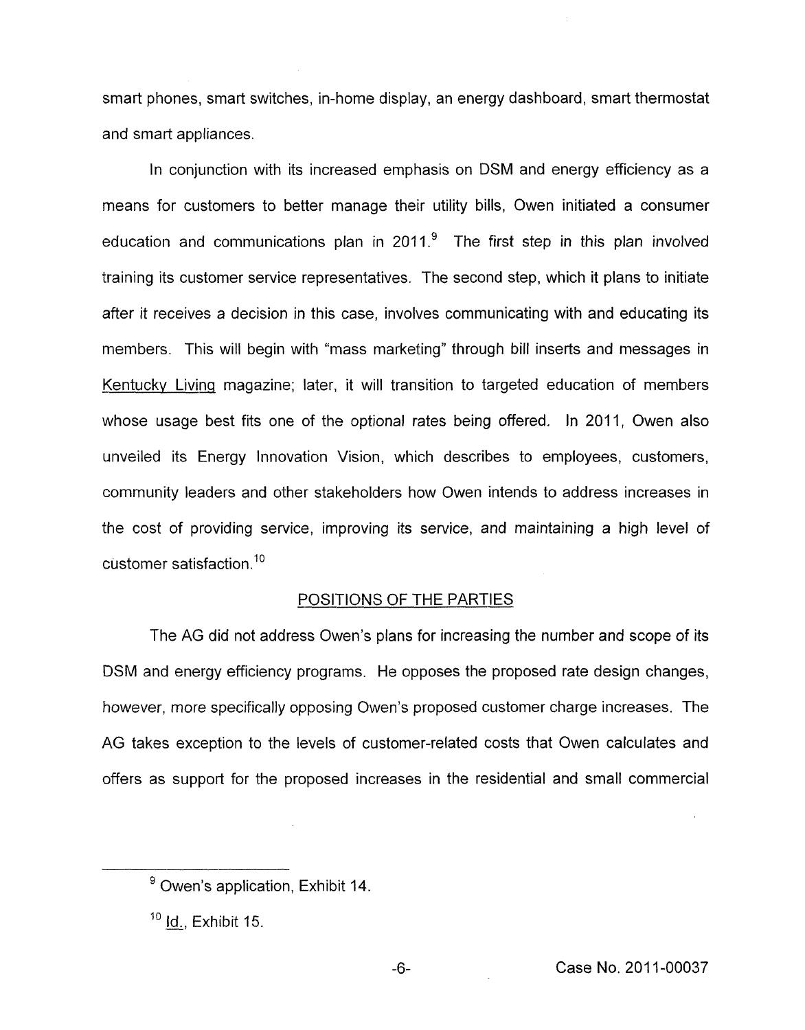smart phones, smart switches, in-home display, an energy dashboard, smart thermostat and smart appliances.

In conjunction with its increased emphasis on DSM and energy efficiency as a means for customers to better manage their utility bills, Owen initiated a consumer education and communications plan in 2011.[9] The first step in this plan involved training its customer service representatives. The second step, which it plans to initiate after it receives a decision in this case, involves communicating with and educating its members. This will begin with "mass marketing" through bill inserts and messages in Kentucky Living magazine; later, it will transition to targeted education of members whose usage best fits one of the optional rates being offered. In 2011, Owen also unveiled its Energy Innovation Vision, which describes to employees, customers, community leaders and other stakeholders how Owen intends to address increases in the cost of providing service, improving its service, and maintaining a high level of customer satisfaction.[10]

## POSITIONS OF THE PARTIES

The AG did not address Owen's plans for increasing the number and scope of its DSM and energy efficiency programs. He opposes the proposed rate design changes, however, more specifically opposing Owen's proposed customer charge increases. The AG takes exception to the levels of customer-related costs that Owen calculates and offers as support for the proposed increases in the residential and small commercial

---

[9] Owen's application, Exhibit 14.

[10] Id., Exhibit 15.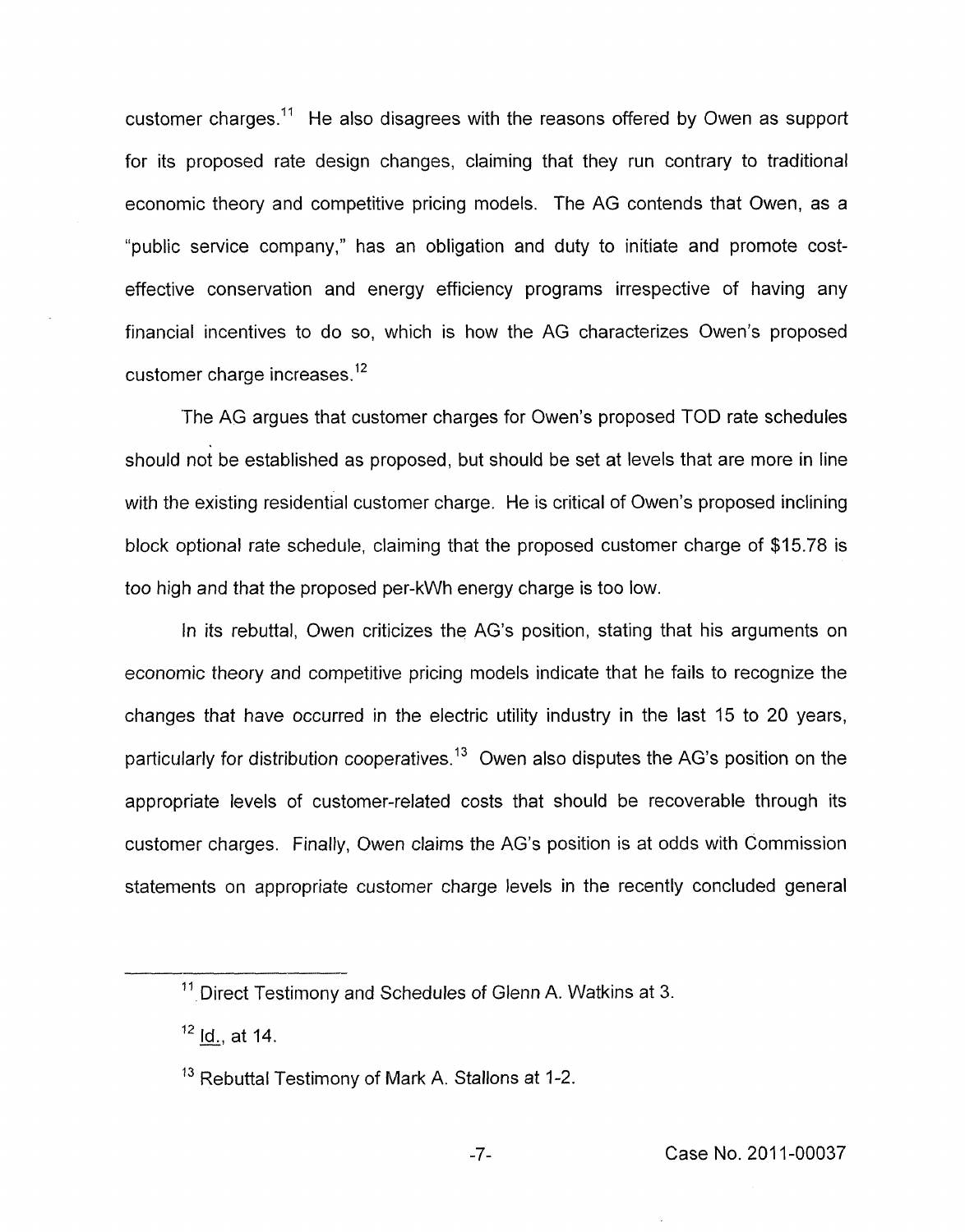customer charges.[11] He also disagrees with the reasons offered by Owen as support for its proposed rate design changes, claiming that they run contrary to traditional economic theory and competitive pricing models. The AG contends that Owen, as a "public service company," has an obligation and duty to initiate and promote cost-effective conservation and energy efficiency programs irrespective of having any financial incentives to do so, which is how the AG characterizes Owen's proposed customer charge increases.[12]

The AG argues that customer charges for Owen's proposed TOD rate schedules should not be established as proposed, but should be set at levels that are more in line with the existing residential customer charge. He is critical of Owen's proposed inclining block optional rate schedule, claiming that the proposed customer charge of $15.78 is too high and that the proposed per-kWh energy charge is too low.

In its rebuttal, Owen criticizes the AG's position, stating that his arguments on economic theory and competitive pricing models indicate that he fails to recognize the changes that have occurred in the electric utility industry in the last 15 to 20 years, particularly for distribution cooperatives.[13] Owen also disputes the AG's position on the appropriate levels of customer-related costs that should be recoverable through its customer charges. Finally, Owen claims the AG's position is at odds with Commission statements on appropriate customer charge levels in the recently concluded general

---

[11] Direct Testimony and Schedules of Glenn A. Watkins at 3.

[12] Id., at 14.

[13] Rebuttal Testimony of Mark A. Stallons at 1-2.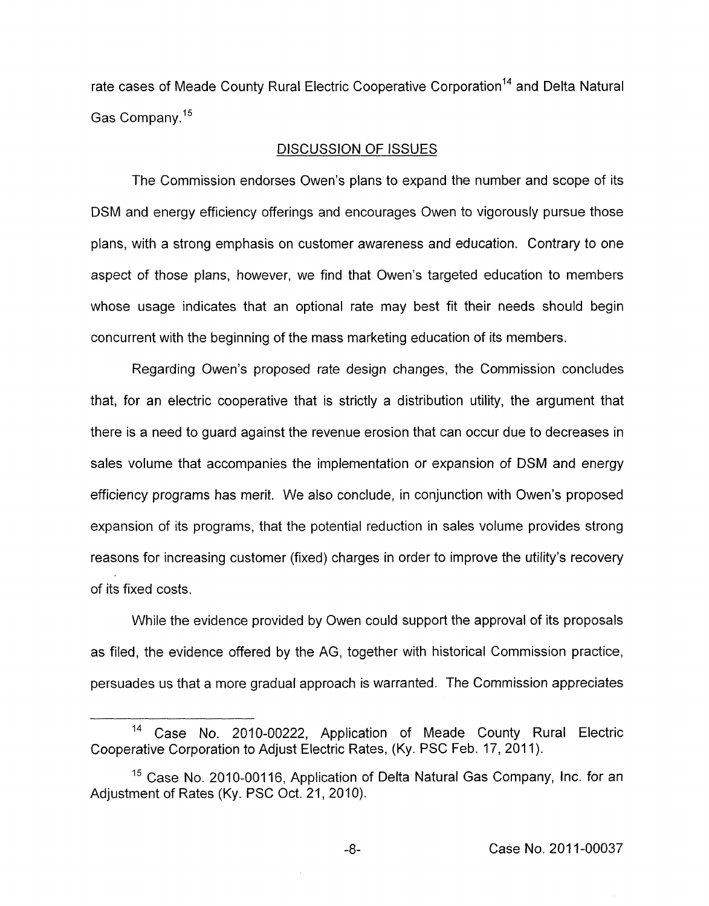rate cases of Meade County Rural Electric Cooperative Corporation[14] and Delta Natural Gas Company.[15]

## DISCUSSION OF ISSUES

The Commission endorses Owen's plans to expand the number and scope of its DSM and energy efficiency offerings and encourages Owen to vigorously pursue those plans, with a strong emphasis on customer awareness and education. Contrary to one aspect of those plans, however, we find that Owen's targeted education to members whose usage indicates that an optional rate may best fit their needs should begin concurrent with the beginning of the mass marketing education of its members.

Regarding Owen's proposed rate design changes, the Commission concludes that, for an electric cooperative that is strictly a distribution utility, the argument that there is a need to guard against the revenue erosion that can occur due to decreases in sales volume that accompanies the implementation or expansion of DSM and energy efficiency programs has merit. We also conclude, in conjunction with Owen's proposed expansion of its programs, that the potential reduction in sales volume provides strong reasons for increasing customer (fixed) charges in order to improve the utility's recovery of its fixed costs.

While the evidence provided by Owen could support the approval of its proposals as filed, the evidence offered by the AG, together with historical Commission practice, persuades us that a more gradual approach is warranted. The Commission appreciates

---

[14] Case No. 2010-00222, Application of Meade County Rural Electric Cooperative Corporation to Adjust Electric Rates, (Ky. PSC Feb. 17, 2011).

[15] Case No. 2010-00116, Application of Delta Natural Gas Company, Inc. for an Adjustment of Rates (Ky. PSC Oct. 21, 2010).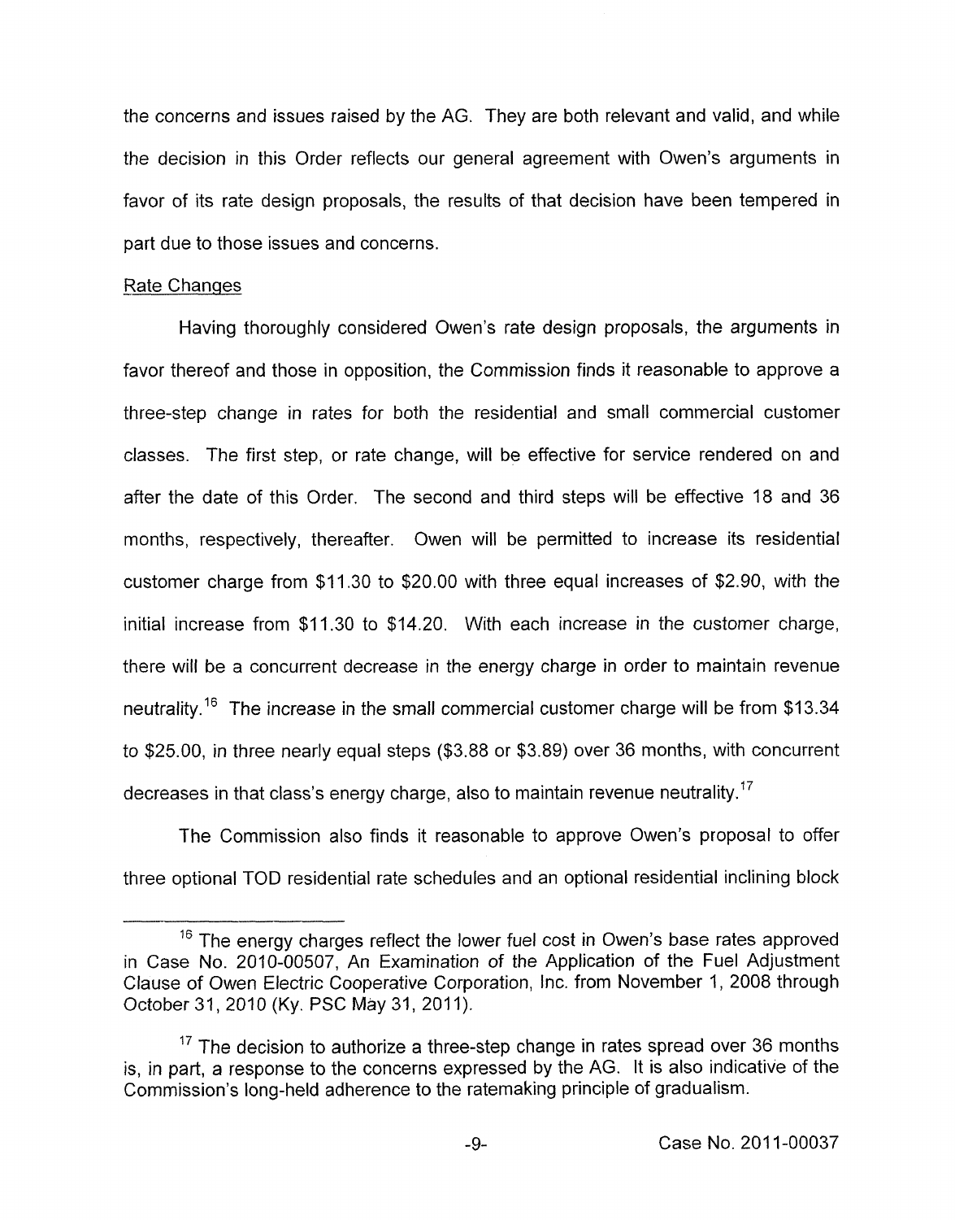the concerns and issues raised by the AG. They are both relevant and valid, and while the decision in this Order reflects our general agreement with Owen's arguments in favor of its rate design proposals, the results of that decision have been tempered in part due to those issues and concerns.

Rate Changes

Having thoroughly considered Owen's rate design proposals, the arguments in favor thereof and those in opposition, the Commission finds it reasonable to approve a three-step change in rates for both the residential and small commercial customer classes. The first step, or rate change, will be effective for service rendered on and after the date of this Order. The second and third steps will be effective 18 and 36 months, respectively, thereafter. Owen will be permitted to increase its residential customer charge from $11.30 to $20.00 with three equal increases of $2.90, with the initial increase from $11.30 to $14.20. With each increase in the customer charge, there will be a concurrent decrease in the energy charge in order to maintain revenue neutrality.[16] The increase in the small commercial customer charge will be from $13.34 to $25.00, in three nearly equal steps ($3.88 or $3.89) over 36 months, with concurrent decreases in that class's energy charge, also to maintain revenue neutrality.[17]

The Commission also finds it reasonable to approve Owen's proposal to offer three optional TOD residential rate schedules and an optional residential inclining block

---

[16] The energy charges reflect the lower fuel cost in Owen's base rates approved in Case No. 2010-00507, An Examination of the Application of the Fuel Adjustment Clause of Owen Electric Cooperative Corporation, Inc. from November 1, 2008 through October 31, 2010 (Ky. PSC May 31, 2011).

[17] The decision to authorize a three-step change in rates spread over 36 months is, in part, a response to the concerns expressed by the AG. It is also indicative of the Commission's long-held adherence to the ratemaking principle of gradualism.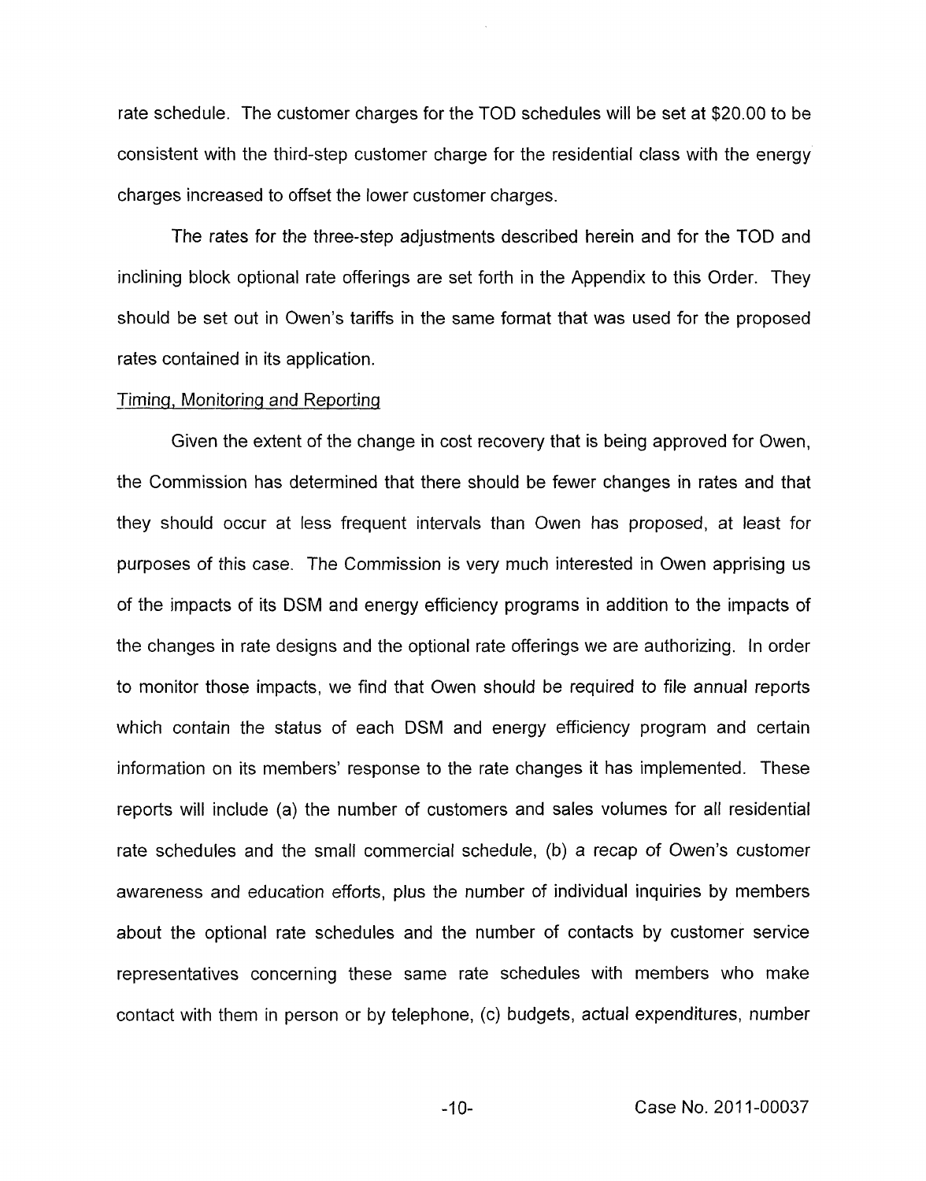rate schedule. The customer charges for the TOD schedules will be set at $20.00 to be consistent with the third-step customer charge for the residential class with the energy charges increased to offset the lower customer charges.

The rates for the three-step adjustments described herein and for the TOD and inclining block optional rate offerings are set forth in the Appendix to this Order. They should be set out in Owen's tariffs in the same format that was used for the proposed rates contained in its application.

Timing, Monitoring and Reporting

Given the extent of the change in cost recovery that is being approved for Owen, the Commission has determined that there should be fewer changes in rates and that they should occur at less frequent intervals than Owen has proposed, at least for purposes of this case. The Commission is very much interested in Owen apprising us of the impacts of its DSM and energy efficiency programs in addition to the impacts of the changes in rate designs and the optional rate offerings we are authorizing. In order to monitor those impacts, we find that Owen should be required to file annual reports which contain the status of each DSM and energy efficiency program and certain information on its members' response to the rate changes it has implemented. These reports will include (a) the number of customers and sales volumes for all residential rate schedules and the small commercial schedule, (b) a recap of Owen's customer awareness and education efforts, plus the number of individual inquiries by members about the optional rate schedules and the number of contacts by customer service representatives concerning these same rate schedules with members who make contact with them in person or by telephone, (c) budgets, actual expenditures, number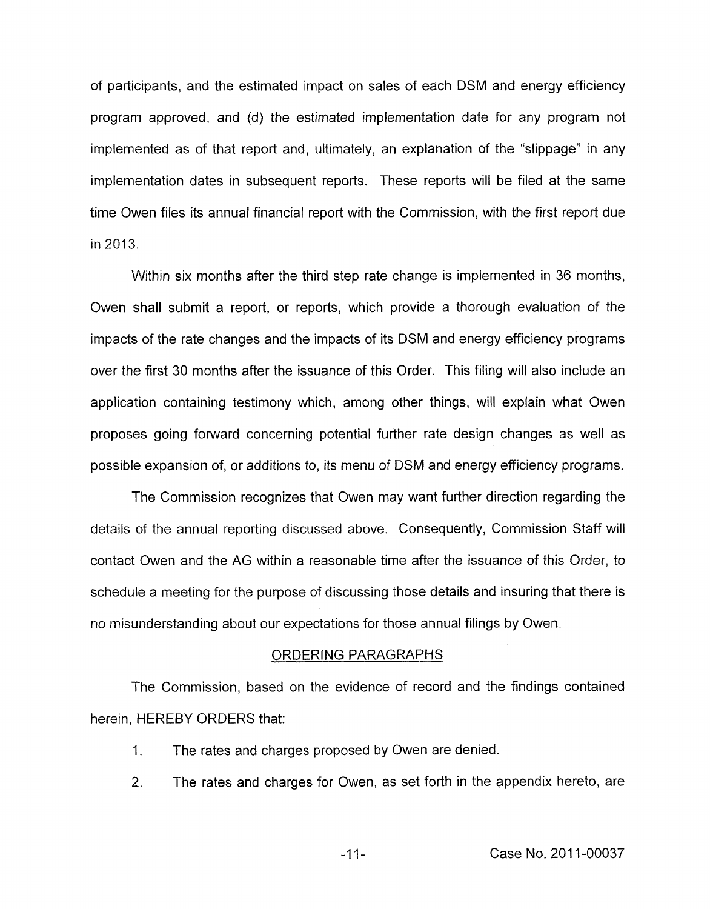of participants, and the estimated impact on sales of each DSM and energy efficiency program approved, and (d) the estimated implementation date for any program not implemented as of that report and, ultimately, an explanation of the "slippage" in any implementation dates in subsequent reports. These reports will be filed at the same time Owen files its annual financial report with the Commission, with the first report due in 2013.

Within six months after the third step rate change is implemented in 36 months, Owen shall submit a report, or reports, which provide a thorough evaluation of the impacts of the rate changes and the impacts of its DSM and energy efficiency programs over the first 30 months after the issuance of this Order. This filing will also include an application containing testimony which, among other things, will explain what Owen proposes going forward concerning potential further rate design changes as well as possible expansion of, or additions to, its menu of DSM and energy efficiency programs.

The Commission recognizes that Owen may want further direction regarding the details of the annual reporting discussed above. Consequently, Commission Staff will contact Owen and the AG within a reasonable time after the issuance of this Order, to schedule a meeting for the purpose of discussing those details and insuring that there is no misunderstanding about our expectations for those annual filings by Owen.

## ORDERING PARAGRAPHS

The Commission, based on the evidence of record and the findings contained herein, HEREBY ORDERS that:

1. The rates and charges proposed by Owen are denied.

2. The rates and charges for Owen, as set forth in the appendix hereto, are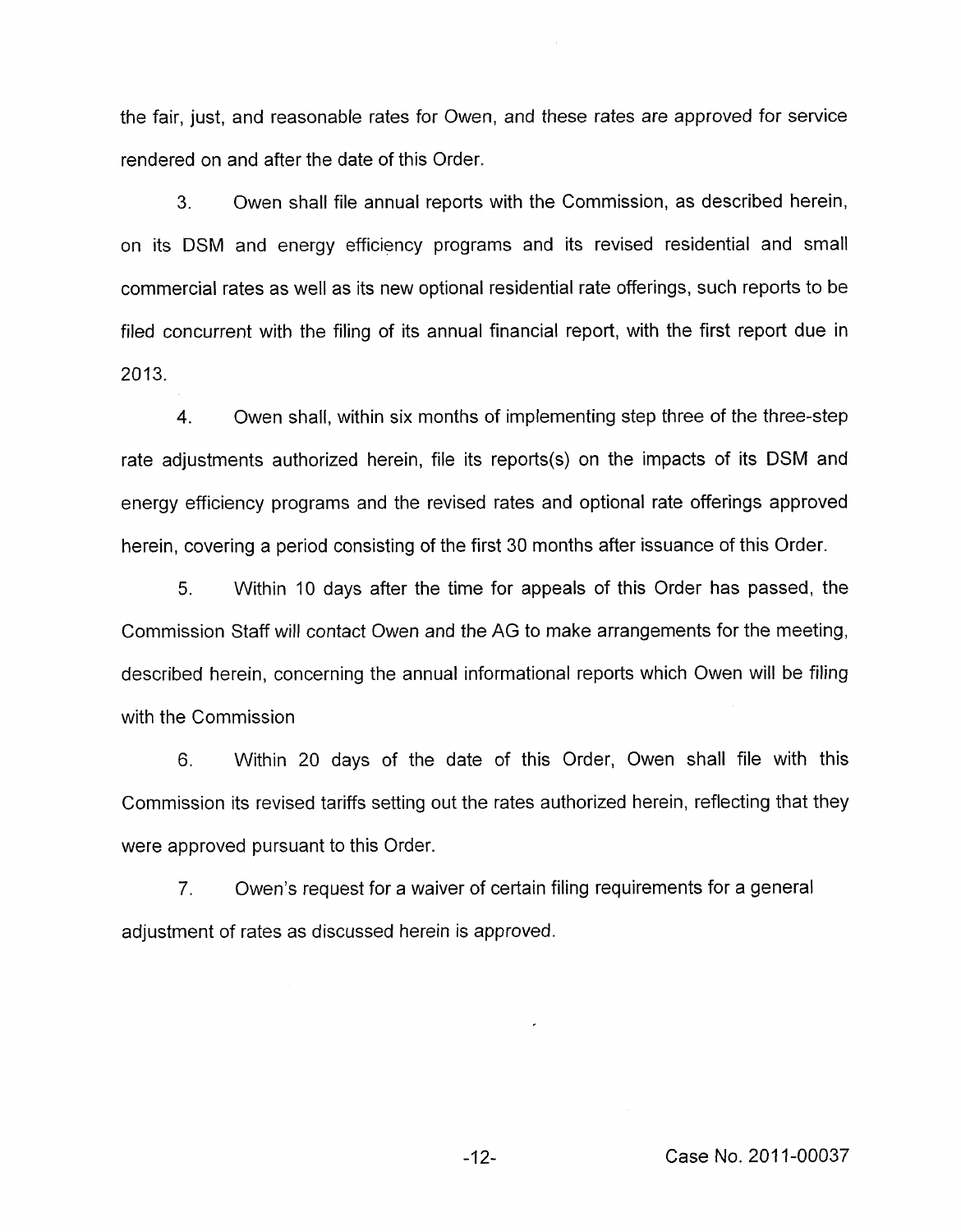the fair, just, and reasonable rates for Owen, and these rates are approved for service rendered on and after the date of this Order.

3. Owen shall file annual reports with the Commission, as described herein, on its DSM and energy efficiency programs and its revised residential and small commercial rates as well as its new optional residential rate offerings, such reports to be filed concurrent with the filing of its annual financial report, with the first report due in 2013.

4. Owen shall, within six months of implementing step three of the three-step rate adjustments authorized herein, file its reports(s) on the impacts of its DSM and energy efficiency programs and the revised rates and optional rate offerings approved herein, covering a period consisting of the first 30 months after issuance of this Order.

5. Within 10 days after the time for appeals of this Order has passed, the Commission Staff will contact Owen and the AG to make arrangements for the meeting, described herein, concerning the annual informational reports which Owen will be filing with the Commission

6. Within 20 days of the date of this Order, Owen shall file with this Commission its revised tariffs setting out the rates authorized herein, reflecting that they were approved pursuant to this Order.

7. Owen's request for a waiver of certain filing requirements for a general adjustment of rates as discussed herein is approved.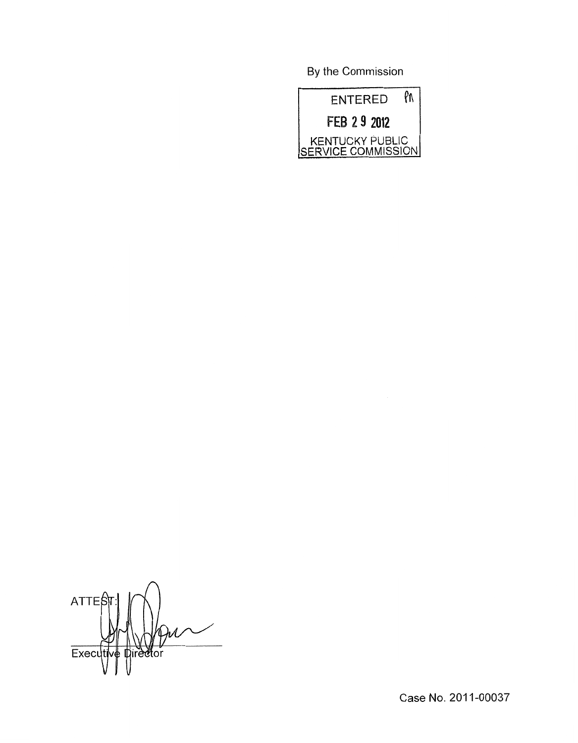By the Commission

ENTERED

FEB 29 2012

KENTUCKY PUBLIC SERVICE COMMISSION

ATTEST:

Executive Director

Case No. 2011-00037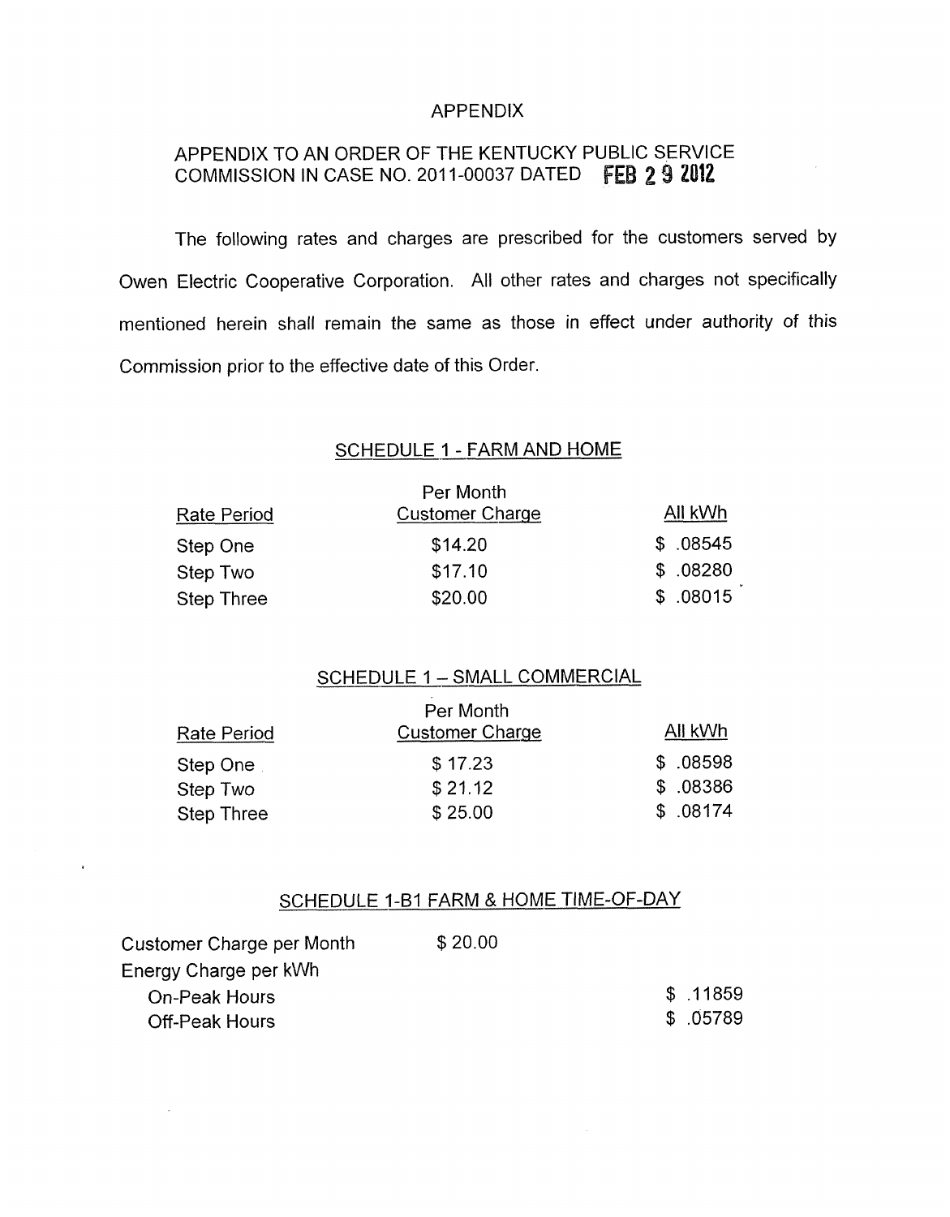# APPENDIX

## APPENDIX TO AN ORDER OF THE KENTUCKY PUBLIC SERVICE COMMISSION IN CASE NO. 2011-00037 DATED FEB 29 2012

The following rates and charges are prescribed for the customers served by Owen Electric Cooperative Corporation. All other rates and charges not specifically mentioned herein shall remain the same as those in effect under authority of this Commission prior to the effective date of this Order.

### SCHEDULE 1 - FARM AND HOME

| Rate Period | Per Month Customer Charge | All kWh |
|---|---|---|
| Step One | $14.20 | $ .08545 |
| Step Two | $17.10 | $ .08280 |
| Step Three | $20.00 | $ .08015 |

### SCHEDULE 1 – SMALL COMMERCIAL

| Rate Period | Per Month Customer Charge | All kWh |
|---|---|---|
| Step One | $ 17.23 | $ .08598 |
| Step Two | $ 21.12 | $ .08386 |
| Step Three | $ 25.00 | $ .08174 |

### SCHEDULE 1-B1 FARM & HOME TIME-OF-DAY

| | | |
|---|---|---|
| Customer Charge per Month | $ 20.00 | |
| Energy Charge per kWh | | |
| On-Peak Hours | | $ .11859 |
| Off-Peak Hours | | $ .05789 |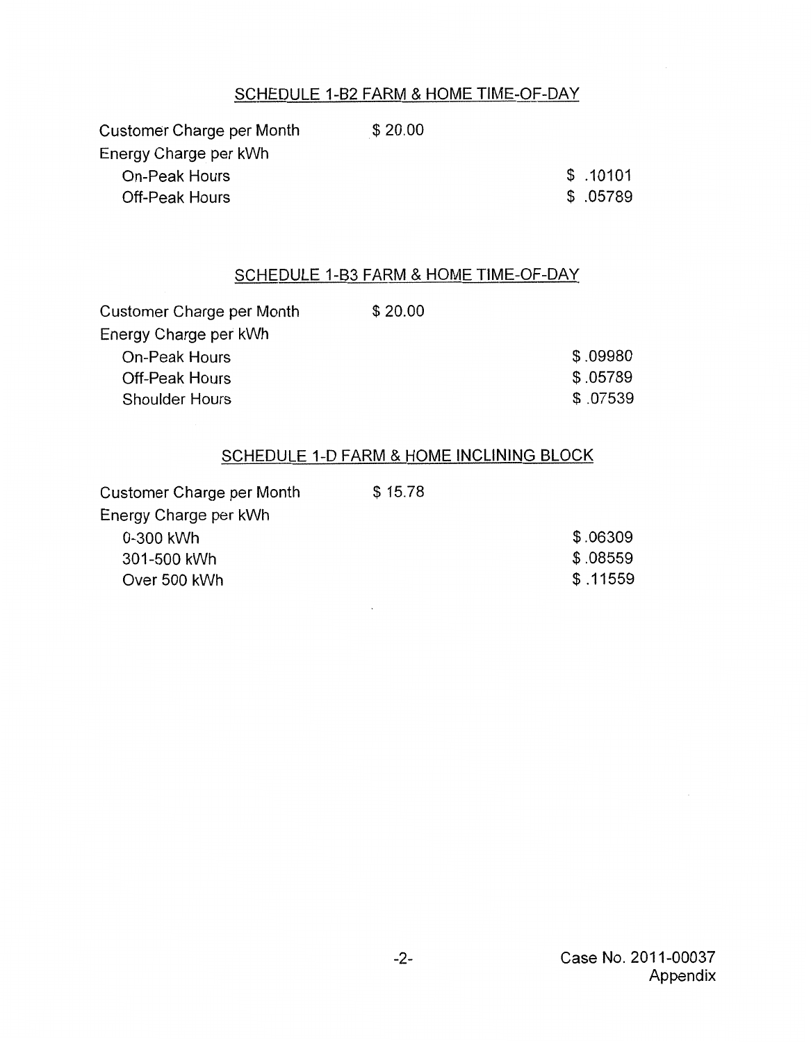## SCHEDULE 1-B2 FARM & HOME TIME-OF-DAY

| | | |
|---|---|---|
| Customer Charge per Month | $ 20.00 | |
| Energy Charge per kWh | | |
| On-Peak Hours | | $ .10101 |
| Off-Peak Hours | | $ .05789 |

## SCHEDULE 1-B3 FARM & HOME TIME-OF-DAY

| | | |
|---|---|---|
| Customer Charge per Month | $ 20.00 | |
| Energy Charge per kWh | | |
| On-Peak Hours | | $ .09980 |
| Off-Peak Hours | | $ .05789 |
| Shoulder Hours | | $ .07539 |

## SCHEDULE 1-D FARM & HOME INCLINING BLOCK

| | | |
|---|---|---|
| Customer Charge per Month | $ 15.78 | |
| Energy Charge per kWh | | |
| 0-300 kWh | | $ .06309 |
| 301-500 kWh | | $ .08559 |
| Over 500 kWh | | $ .11559 |

Case No. 2011-00037
Appendix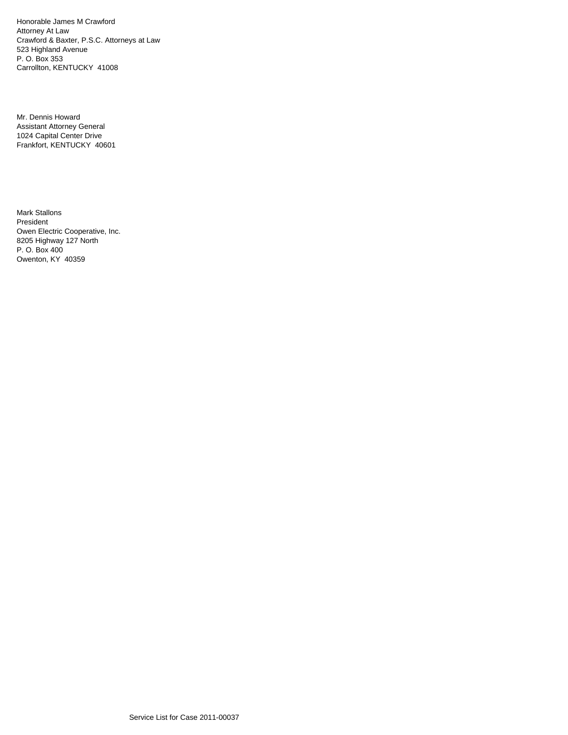Honorable James M Crawford
Attorney At Law
Crawford & Baxter, P.S.C. Attorneys at Law
523 Highland Avenue
P. O. Box 353
Carrollton, KENTUCKY 41008

Mr. Dennis Howard
Assistant Attorney General
1024 Capital Center Drive
Frankfort, KENTUCKY 40601

Mark Stallons
President
Owen Electric Cooperative, Inc.
8205 Highway 127 North
P. O. Box 400
Owenton, KY 40359

Service List for Case 2011-00037